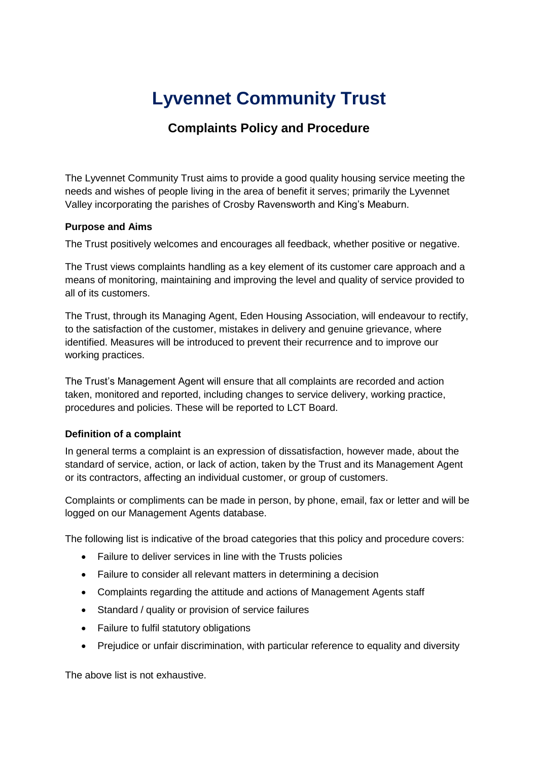# Lyvennet Community Trust

## Complaints Policy and Procedure

The Lyvennet Community Trust aims to provide a good quality housing service meeting the needs and wishes of people living in the area of benefit it serves; primarily the Lyvennet Valley incorporating the parishes of Crosby Ravensworth and King's Meaburn.

**Purpose and Aims**

The Trust positively welcomes and encourages all feedback, whether positive or negative.

The Trust views complaints handling as a key element of its customer care approach and a means of monitoring, maintaining and improving the level and quality of service provided to all of its customers.

The Trust, through its Managing Agent, Eden Housing Association, will endeavour to rectify, to the satisfaction of the customer, mistakes in delivery and genuine grievance, where identified. Measures will be introduced to prevent their recurrence and to improve our working practices.

The Trust's Management Agent will ensure that all complaints are recorded and action taken, monitored and reported, including changes to service delivery, working practice, procedures and policies. These will be reported to LCT Board.

**Definition of a complaint**

In general terms a complaint is an expression of dissatisfaction, however made, about the standard of service, action, or lack of action, taken by the Trust and its Management Agent or its contractors, affecting an individual customer, or group of customers.

Complaints or compliments can be made in person, by phone, email, fax or letter and will be logged on our Management Agents database.

The following list is indicative of the broad categories that this policy and procedure covers:

- Failure to deliver services in line with the Trusts policies
- Failure to consider all relevant matters in determining a decision
- Complaints regarding the attitude and actions of Management Agents staff
- Standard / quality or provision of service failures
- Failure to fulfil statutory obligations
- Prejudice or unfair discrimination, with particular reference to equality and diversity

The above list is not exhaustive.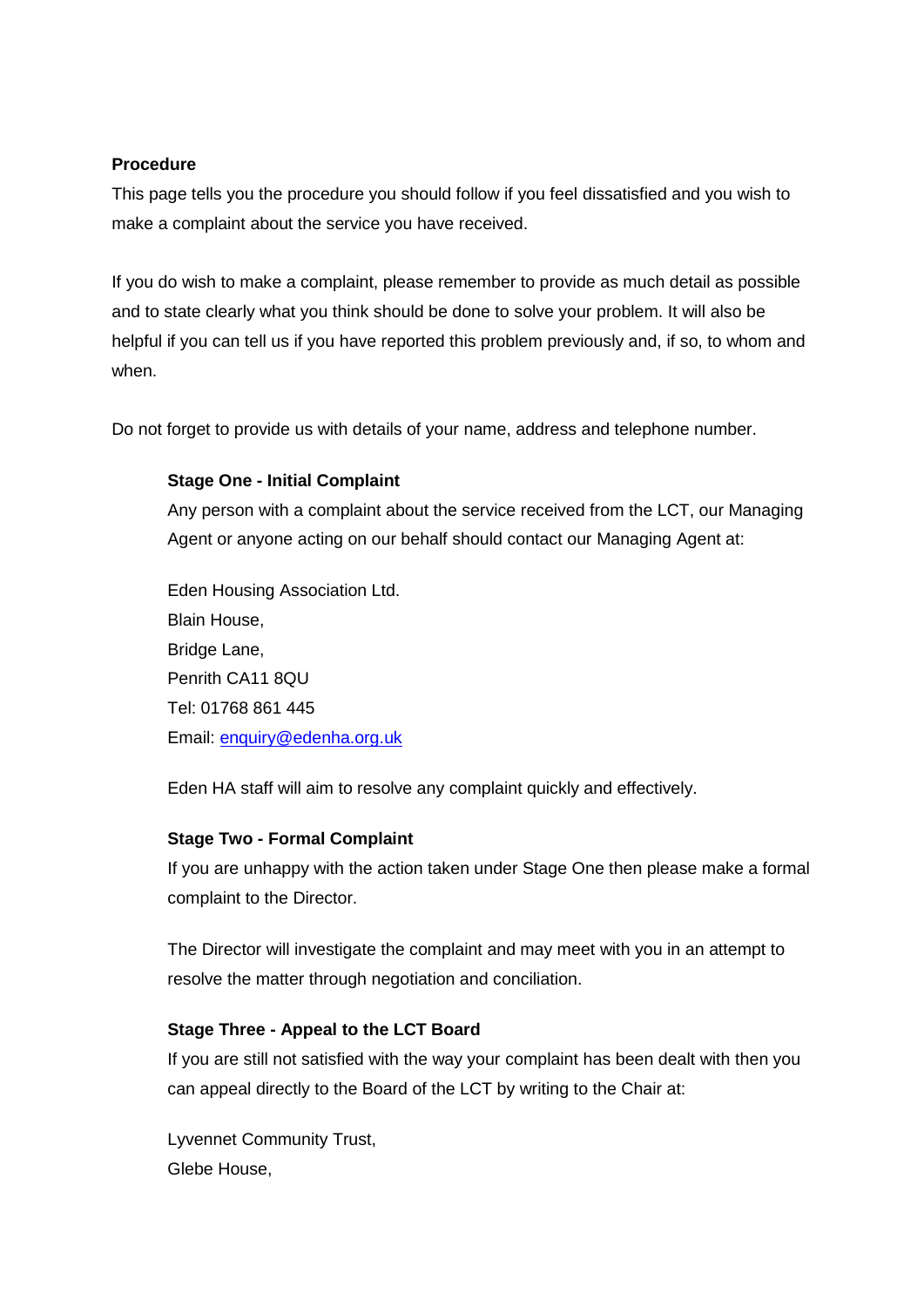**Procedure**

This page tells you the procedure you should follow if you feel dissatisfied and you wish to make a complaint about the service you have received.

If you do wish to make a complaint, please remember to provide as much detail as possible and to state clearly what you think should be done to solve your problem. It will also be helpful if you can tell us if you have reported this problem previously and, if so, to whom and when.

Do not forget to provide us with details of your name, address and telephone number.

**Stage One - Initial Complaint**

Any person with a complaint about the service received from the LCT, our Managing Agent or anyone acting on our behalf should contact our Managing Agent at:

Eden Housing Association Ltd.
Blain House,
Bridge Lane,
Penrith CA11 8QU
Tel: 01768 861 445
Email: enquiry@edenha.org.uk

Eden HA staff will aim to resolve any complaint quickly and effectively.

**Stage Two - Formal Complaint**

If you are unhappy with the action taken under Stage One then please make a formal complaint to the Director.

The Director will investigate the complaint and may meet with you in an attempt to resolve the matter through negotiation and conciliation.

**Stage Three - Appeal to the LCT Board**

If you are still not satisfied with the way your complaint has been dealt with then you can appeal directly to the Board of the LCT by writing to the Chair at:

Lyvennet Community Trust,
Glebe House,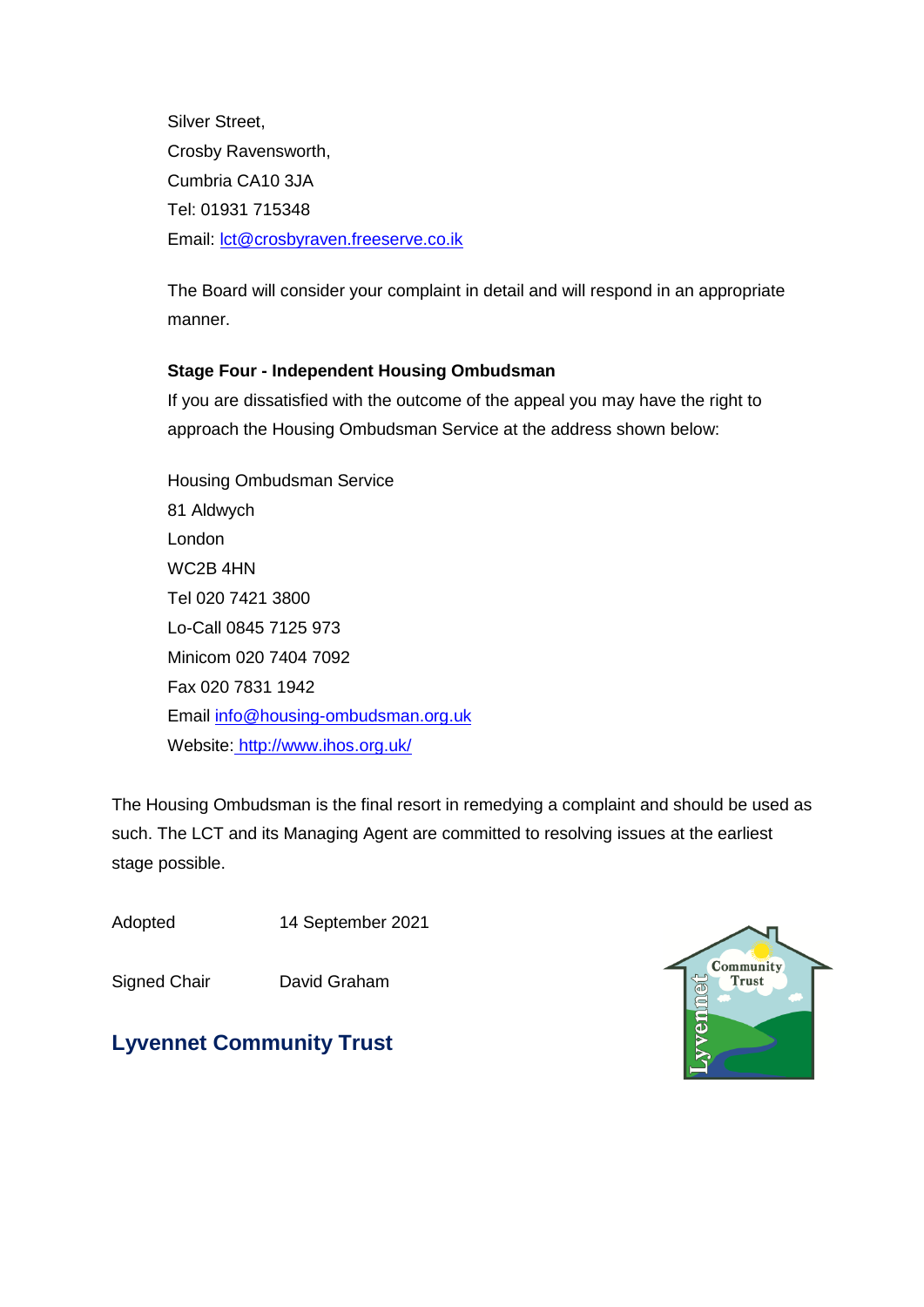Silver Street,
Crosby Ravensworth,
Cumbria CA10 3JA
Tel: 01931 715348
Email: lct@crosbyraven.freeserve.co.ik

The Board will consider your complaint in detail and will respond in an appropriate manner.

**Stage Four - Independent Housing Ombudsman**

If you are dissatisfied with the outcome of the appeal you may have the right to approach the Housing Ombudsman Service at the address shown below:

Housing Ombudsman Service
81 Aldwych
London
WC2B 4HN
Tel 020 7421 3800
Lo-Call 0845 7125 973
Minicom 020 7404 7092
Fax 020 7831 1942
Email info@housing-ombudsman.org.uk
Website: http://www.ihos.org.uk/

The Housing Ombudsman is the final resort in remedying a complaint and should be used as such. The LCT and its Managing Agent are committed to resolving issues at the earliest stage possible.

Adopted 14 September 2021

Signed Chair David Graham

**Lyvennet Community Trust**